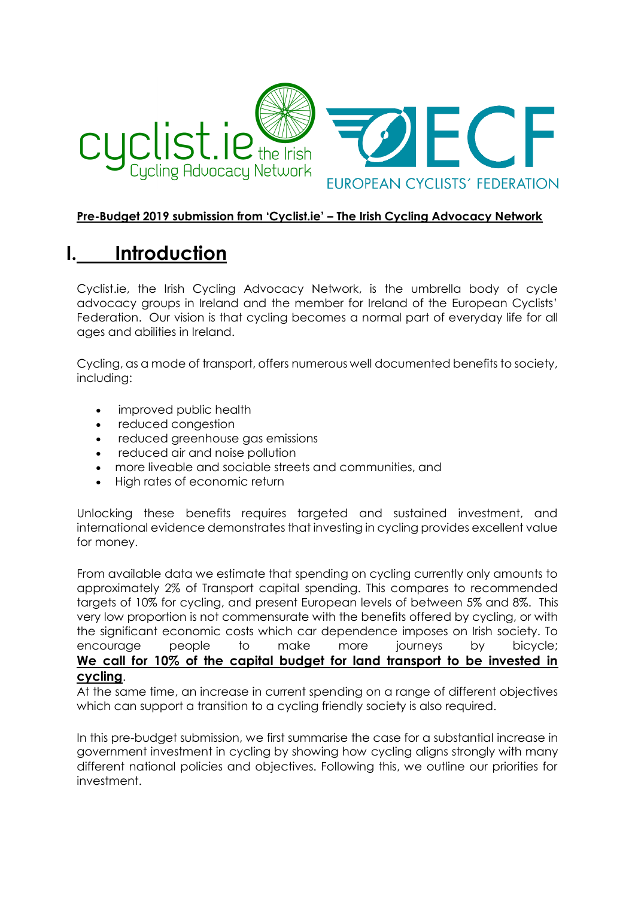**Pre-Budget 2019 submission from 'Cyclist.ie' – The Irish Cycling Advocacy Network**

# I. Introduction

Cyclist.ie, the Irish Cycling Advocacy Network, is the umbrella body of cycle advocacy groups in Ireland and the member for Ireland of the European Cyclists' Federation. Our vision is that cycling becomes a normal part of everyday life for all ages and abilities in Ireland.

Cycling, as a mode of transport, offers numerous well documented benefits to society, including:

- improved public health
- reduced congestion
- reduced greenhouse gas emissions
- reduced air and noise pollution
- more liveable and sociable streets and communities, and
- High rates of economic return

Unlocking these benefits requires targeted and sustained investment, and international evidence demonstrates that investing in cycling provides excellent value for money.

From available data we estimate that spending on cycling currently only amounts to approximately 2% of Transport capital spending. This compares to recommended targets of 10% for cycling, and present European levels of between 5% and 8%. This very low proportion is not commensurate with the benefits offered by cycling, or with the significant economic costs which car dependence imposes on Irish society. To encourage people to make more journeys by bicycle; **We call for 10% of the capital budget for land transport to be invested in cycling**.

At the same time, an increase in current spending on a range of different objectives which can support a transition to a cycling friendly society is also required.

In this pre-budget submission, we first summarise the case for a substantial increase in government investment in cycling by showing how cycling aligns strongly with many different national policies and objectives. Following this, we outline our priorities for investment.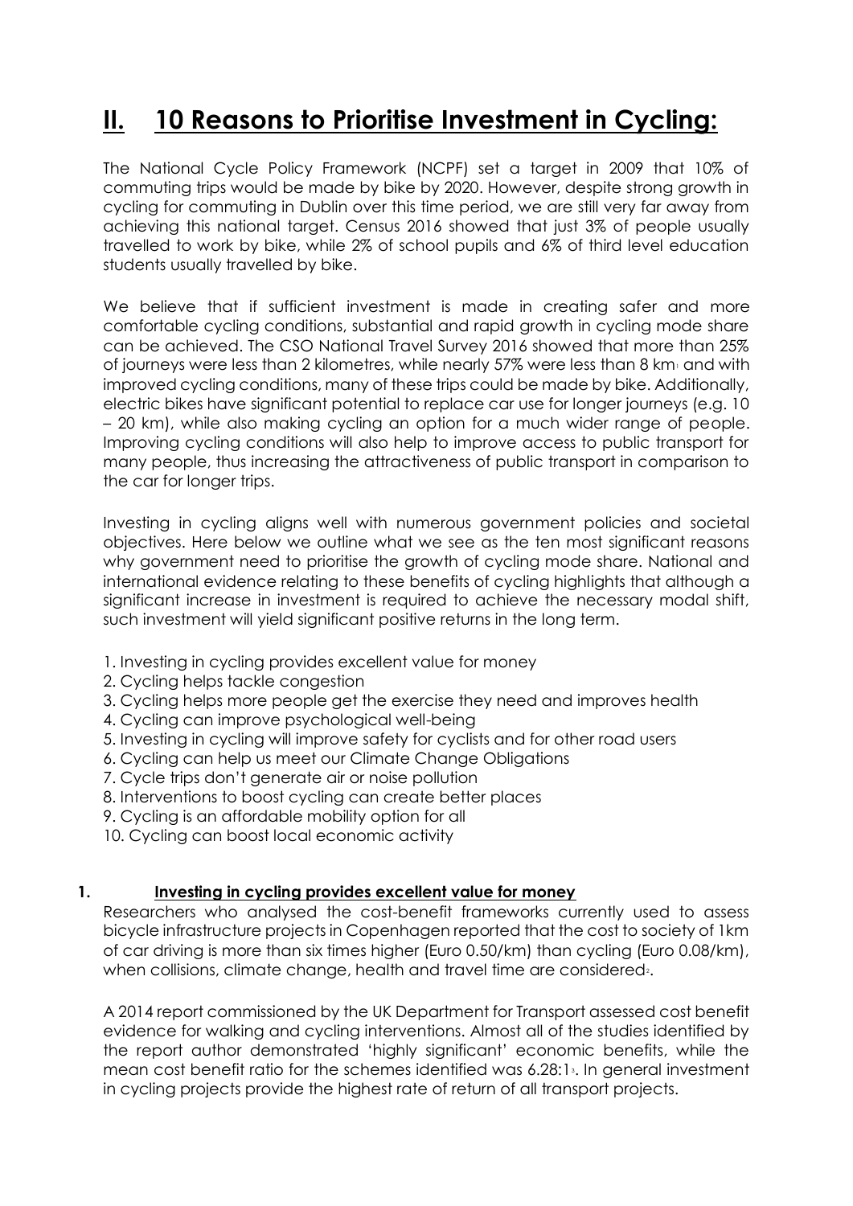## II. 10 Reasons to Prioritise Investment in Cycling:

The National Cycle Policy Framework (NCPF) set a target in 2009 that 10% of commuting trips would be made by bike by 2020. However, despite strong growth in cycling for commuting in Dublin over this time period, we are still very far away from achieving this national target. Census 2016 showed that just 3% of people usually travelled to work by bike, while 2% of school pupils and 6% of third level education students usually travelled by bike.

We believe that if sufficient investment is made in creating safer and more comfortable cycling conditions, substantial and rapid growth in cycling mode share can be achieved. The CSO National Travel Survey 2016 showed that more than 25% of journeys were less than 2 kilometres, while nearly 57% were less than 8 km[1] and with improved cycling conditions, many of these trips could be made by bike. Additionally, electric bikes have significant potential to replace car use for longer journeys (e.g. 10 – 20 km), while also making cycling an option for a much wider range of people. Improving cycling conditions will also help to improve access to public transport for many people, thus increasing the attractiveness of public transport in comparison to the car for longer trips.

Investing in cycling aligns well with numerous government policies and societal objectives. Here below we outline what we see as the ten most significant reasons why government need to prioritise the growth of cycling mode share. National and international evidence relating to these benefits of cycling highlights that although a significant increase in investment is required to achieve the necessary modal shift, such investment will yield significant positive returns in the long term.

1. Investing in cycling provides excellent value for money
2. Cycling helps tackle congestion
3. Cycling helps more people get the exercise they need and improves health
4. Cycling can improve psychological well-being
5. Investing in cycling will improve safety for cyclists and for other road users
6. Cycling can help us meet our Climate Change Obligations
7. Cycle trips don't generate air or noise pollution
8. Interventions to boost cycling can create better places
9. Cycling is an affordable mobility option for all
10. Cycling can boost local economic activity

### 1. Investing in cycling provides excellent value for money

Researchers who analysed the cost-benefit frameworks currently used to assess bicycle infrastructure projects in Copenhagen reported that the cost to society of 1km of car driving is more than six times higher (Euro 0.50/km) than cycling (Euro 0.08/km), when collisions, climate change, health and travel time are considered[2].

A 2014 report commissioned by the UK Department for Transport assessed cost benefit evidence for walking and cycling interventions. Almost all of the studies identified by the report author demonstrated 'highly significant' economic benefits, while the mean cost benefit ratio for the schemes identified was 6.28:1[3]. In general investment in cycling projects provide the highest rate of return of all transport projects.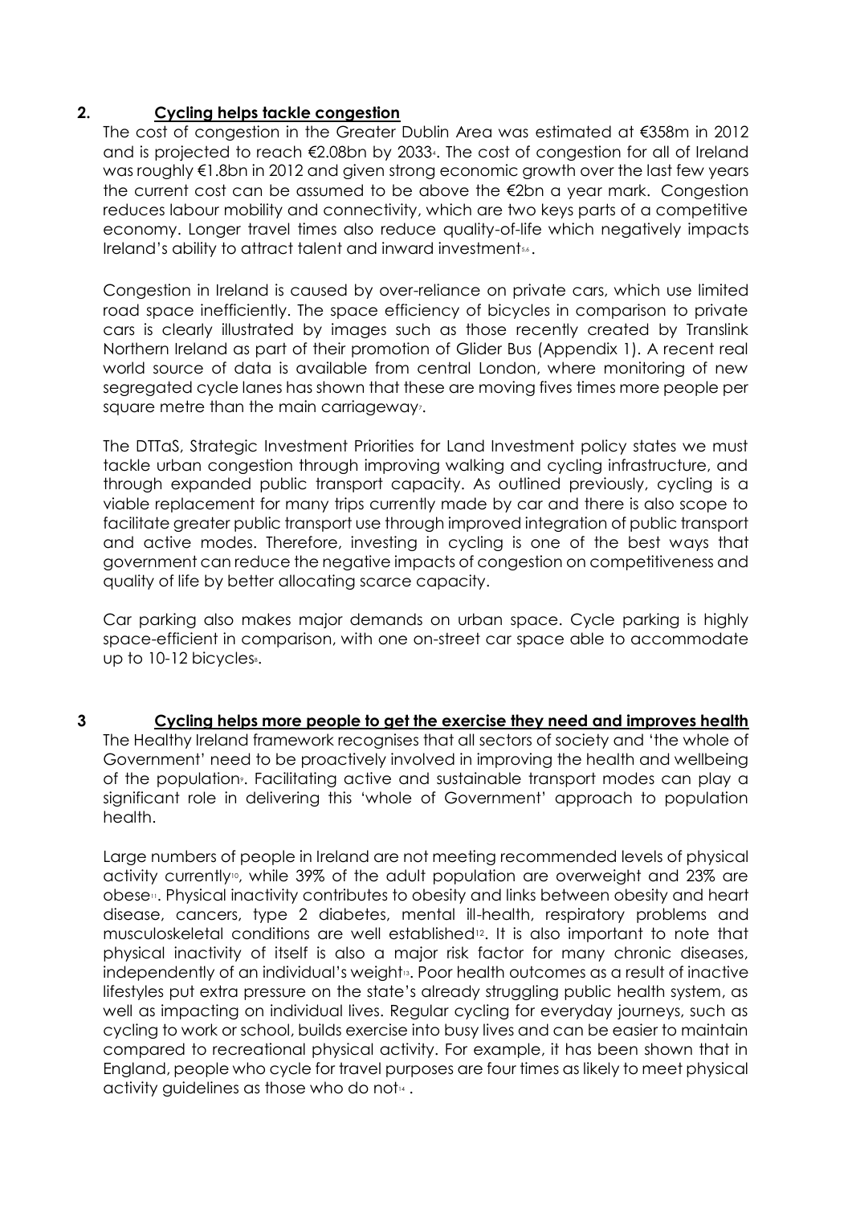## 2. Cycling helps tackle congestion

The cost of congestion in the Greater Dublin Area was estimated at €358m in 2012 and is projected to reach €2.08bn by 2033[4]. The cost of congestion for all of Ireland was roughly €1.8bn in 2012 and given strong economic growth over the last few years the current cost can be assumed to be above the €2bn a year mark. Congestion reduces labour mobility and connectivity, which are two keys parts of a competitive economy. Longer travel times also reduce quality-of-life which negatively impacts Ireland's ability to attract talent and inward investment[5,6].

Congestion in Ireland is caused by over-reliance on private cars, which use limited road space inefficiently. The space efficiency of bicycles in comparison to private cars is clearly illustrated by images such as those recently created by Translink Northern Ireland as part of their promotion of Glider Bus (Appendix 1). A recent real world source of data is available from central London, where monitoring of new segregated cycle lanes has shown that these are moving fives times more people per square metre than the main carriageway[7].

The DTTaS, Strategic Investment Priorities for Land Investment policy states we must tackle urban congestion through improving walking and cycling infrastructure, and through expanded public transport capacity. As outlined previously, cycling is a viable replacement for many trips currently made by car and there is also scope to facilitate greater public transport use through improved integration of public transport and active modes. Therefore, investing in cycling is one of the best ways that government can reduce the negative impacts of congestion on competitiveness and quality of life by better allocating scarce capacity.

Car parking also makes major demands on urban space. Cycle parking is highly space-efficient in comparison, with one on-street car space able to accommodate up to 10-12 bicycles[8].

## 3 Cycling helps more people to get the exercise they need and improves health

The Healthy Ireland framework recognises that all sectors of society and 'the whole of Government' need to be proactively involved in improving the health and wellbeing of the population[9]. Facilitating active and sustainable transport modes can play a significant role in delivering this 'whole of Government' approach to population health.

Large numbers of people in Ireland are not meeting recommended levels of physical activity currently[10], while 39% of the adult population are overweight and 23% are obese[11]. Physical inactivity contributes to obesity and links between obesity and heart disease, cancers, type 2 diabetes, mental ill-health, respiratory problems and musculoskeletal conditions are well established[12]. It is also important to note that physical inactivity of itself is also a major risk factor for many chronic diseases, independently of an individual's weight[13]. Poor health outcomes as a result of inactive lifestyles put extra pressure on the state's already struggling public health system, as well as impacting on individual lives. Regular cycling for everyday journeys, such as cycling to work or school, builds exercise into busy lives and can be easier to maintain compared to recreational physical activity. For example, it has been shown that in England, people who cycle for travel purposes are four times as likely to meet physical activity guidelines as those who do not[14].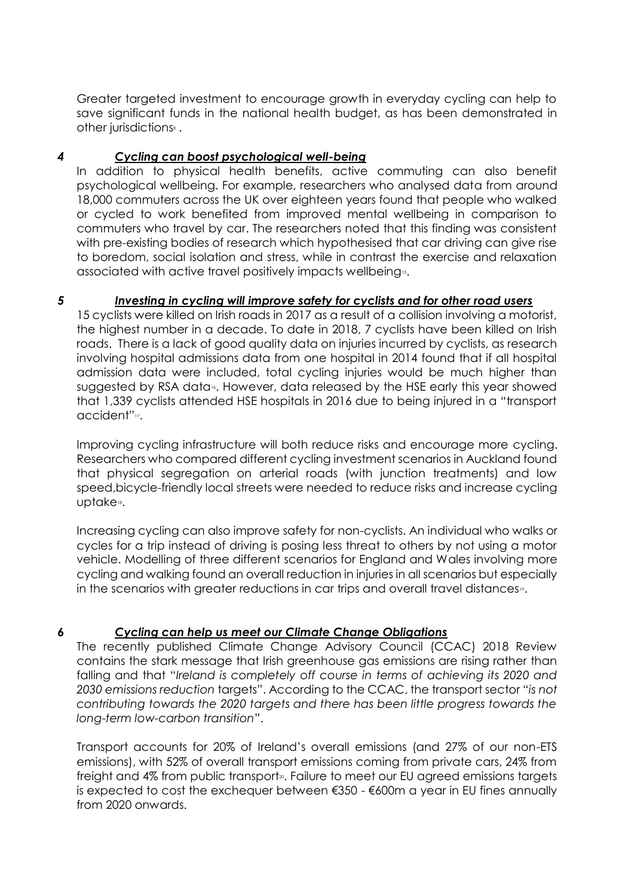Greater targeted investment to encourage growth in everyday cycling can help to save significant funds in the national health budget, as has been demonstrated in other jurisdictions[8] .

### *4 Cycling can boost psychological well-being*

In addition to physical health benefits, active commuting can also benefit psychological wellbeing. For example, researchers who analysed data from around 18,000 commuters across the UK over eighteen years found that people who walked or cycled to work benefited from improved mental wellbeing in comparison to commuters who travel by car. The researchers noted that this finding was consistent with pre-existing bodies of research which hypothesised that car driving can give rise to boredom, social isolation and stress, while in contrast the exercise and relaxation associated with active travel positively impacts wellbeing[15].

### *5 Investing in cycling will improve safety for cyclists and for other road users*

15 cyclists were killed on Irish roads in 2017 as a result of a collision involving a motorist, the highest number in a decade. To date in 2018, 7 cyclists have been killed on Irish roads. There is a lack of good quality data on injuries incurred by cyclists, as research involving hospital admissions data from one hospital in 2014 found that if all hospital admission data were included, total cycling injuries would be much higher than suggested by RSA data[16]. However, data released by the HSE early this year showed that 1,339 cyclists attended HSE hospitals in 2016 due to being injured in a "transport accident"[17].

Improving cycling infrastructure will both reduce risks and encourage more cycling. Researchers who compared different cycling investment scenarios in Auckland found that physical segregation on arterial roads (with junction treatments) and low speed,bicycle-friendly local streets were needed to reduce risks and increase cycling uptake[18].

Increasing cycling can also improve safety for non-cyclists. An individual who walks or cycles for a trip instead of driving is posing less threat to others by not using a motor vehicle. Modelling of three different scenarios for England and Wales involving more cycling and walking found an overall reduction in injuries in all scenarios but especially in the scenarios with greater reductions in car trips and overall travel distances[19].

### *6 Cycling can help us meet our Climate Change Obligations*

The recently published Climate Change Advisory Council (CCAC) 2018 Review contains the stark message that Irish greenhouse gas emissions are rising rather than falling and that "*Ireland is completely off course in terms of achieving its 2020 and 2030 emissions reduction* targets". According to the CCAC, the transport sector "*is not contributing towards the 2020 targets and there has been little progress towards the long-term low-carbon transition*".

Transport accounts for 20% of Ireland's overall emissions (and 27% of our non-ETS emissions), with 52% of overall transport emissions coming from private cars, 24% from freight and 4% from public transport[20]. Failure to meet our EU agreed emissions targets is expected to cost the exchequer between €350 - €600m a year in EU fines annually from 2020 onwards.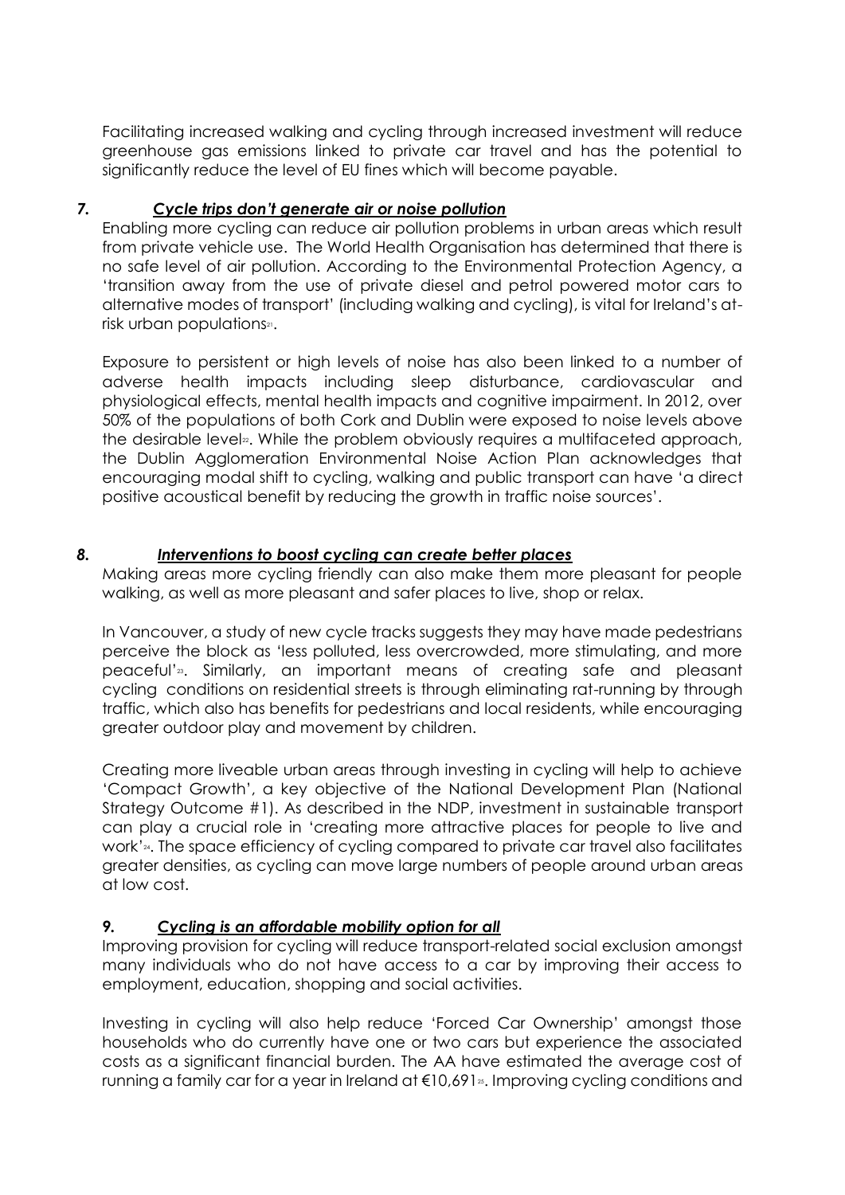Facilitating increased walking and cycling through increased investment will reduce greenhouse gas emissions linked to private car travel and has the potential to significantly reduce the level of EU fines which will become payable.

### 7. *Cycle trips don't generate air or noise pollution*

Enabling more cycling can reduce air pollution problems in urban areas which result from private vehicle use. The World Health Organisation has determined that there is no safe level of air pollution. According to the Environmental Protection Agency, a 'transition away from the use of private diesel and petrol powered motor cars to alternative modes of transport' (including walking and cycling), is vital for Ireland's at-risk urban populations[21].

Exposure to persistent or high levels of noise has also been linked to a number of adverse health impacts including sleep disturbance, cardiovascular and physiological effects, mental health impacts and cognitive impairment. In 2012, over 50% of the populations of both Cork and Dublin were exposed to noise levels above the desirable level[22]. While the problem obviously requires a multifaceted approach, the Dublin Agglomeration Environmental Noise Action Plan acknowledges that encouraging modal shift to cycling, walking and public transport can have 'a direct positive acoustical benefit by reducing the growth in traffic noise sources'.

### 8. *Interventions to boost cycling can create better places*

Making areas more cycling friendly can also make them more pleasant for people walking, as well as more pleasant and safer places to live, shop or relax.

In Vancouver, a study of new cycle tracks suggests they may have made pedestrians perceive the block as 'less polluted, less overcrowded, more stimulating, and more peaceful'[23]. Similarly, an important means of creating safe and pleasant cycling conditions on residential streets is through eliminating rat-running by through traffic, which also has benefits for pedestrians and local residents, while encouraging greater outdoor play and movement by children.

Creating more liveable urban areas through investing in cycling will help to achieve 'Compact Growth', a key objective of the National Development Plan (National Strategy Outcome #1). As described in the NDP, investment in sustainable transport can play a crucial role in 'creating more attractive places for people to live and work'[24]. The space efficiency of cycling compared to private car travel also facilitates greater densities, as cycling can move large numbers of people around urban areas at low cost.

### 9. *Cycling is an affordable mobility option for all*

Improving provision for cycling will reduce transport-related social exclusion amongst many individuals who do not have access to a car by improving their access to employment, education, shopping and social activities.

Investing in cycling will also help reduce 'Forced Car Ownership' amongst those households who do currently have one or two cars but experience the associated costs as a significant financial burden. The AA have estimated the average cost of running a family car for a year in Ireland at €10,691[25]. Improving cycling conditions and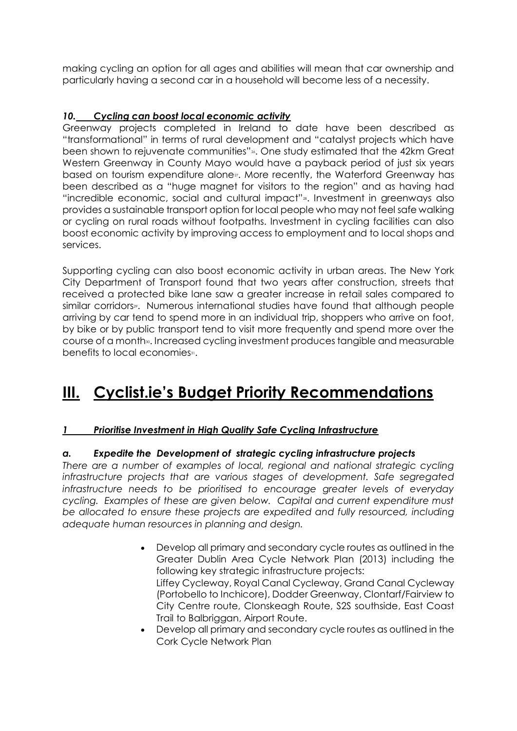making cycling an option for all ages and abilities will mean that car ownership and particularly having a second car in a household will become less of a necessity.

### *10. Cycling can boost local economic activity*

Greenway projects completed in Ireland to date have been described as "transformational" in terms of rural development and "catalyst projects which have been shown to rejuvenate communities"[26]. One study estimated that the 42km Great Western Greenway in County Mayo would have a payback period of just six years based on tourism expenditure alone[27]. More recently, the Waterford Greenway has been described as a "huge magnet for visitors to the region" and as having had "incredible economic, social and cultural impact"[28]. Investment in greenways also provides a sustainable transport option for local people who may not feel safe walking or cycling on rural roads without footpaths. Investment in cycling facilities can also boost economic activity by improving access to employment and to local shops and services.

Supporting cycling can also boost economic activity in urban areas. The New York City Department of Transport found that two years after construction, streets that received a protected bike lane saw a greater increase in retail sales compared to similar corridors[29]. Numerous international studies have found that although people arriving by car tend to spend more in an individual trip, shoppers who arrive on foot, by bike or by public transport tend to visit more frequently and spend more over the course of a month[30]. Increased cycling investment produces tangible and measurable benefits to local economies[31].

# III. Cyclist.ie's Budget Priority Recommendations

### *1 Prioritise Investment in High Quality Safe Cycling Infrastructure*

#### *a. Expedite the Development of strategic cycling infrastructure projects*

*There are a number of examples of local, regional and national strategic cycling infrastructure projects that are various stages of development. Safe segregated infrastructure needs to be prioritised to encourage greater levels of everyday cycling. Examples of these are given below. Capital and current expenditure must be allocated to ensure these projects are expedited and fully resourced, including adequate human resources in planning and design.*

- Develop all primary and secondary cycle routes as outlined in the Greater Dublin Area Cycle Network Plan (2013) including the following key strategic infrastructure projects:
  Liffey Cycleway, Royal Canal Cycleway, Grand Canal Cycleway (Portobello to Inchicore), Dodder Greenway, Clontarf/Fairview to City Centre route, Clonskeagh Route, S2S southside, East Coast Trail to Balbriggan, Airport Route.
- Develop all primary and secondary cycle routes as outlined in the Cork Cycle Network Plan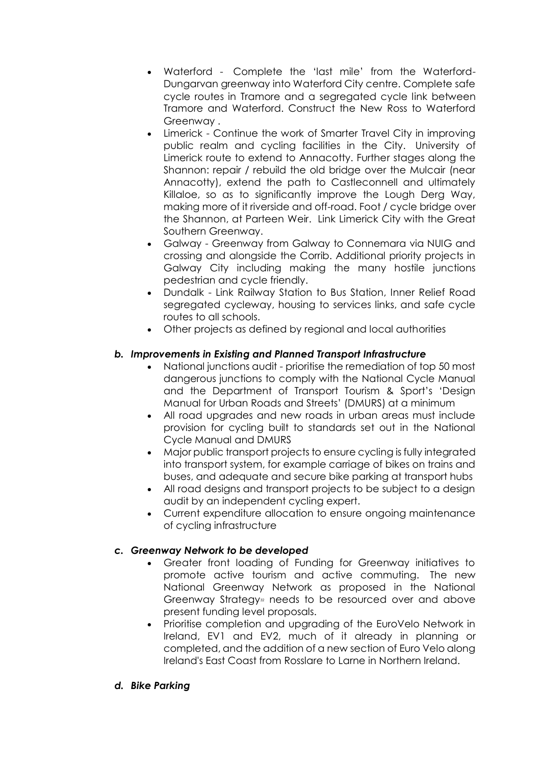- Waterford - Complete the 'last mile' from the Waterford-Dungarvan greenway into Waterford City centre. Complete safe cycle routes in Tramore and a segregated cycle link between Tramore and Waterford. Construct the New Ross to Waterford Greenway .
- Limerick - Continue the work of Smarter Travel City in improving public realm and cycling facilities in the City. University of Limerick route to extend to Annacotty. Further stages along the Shannon: repair / rebuild the old bridge over the Mulcair (near Annacotty), extend the path to Castleconnell and ultimately Killaloe, so as to significantly improve the Lough Derg Way, making more of it riverside and off-road. Foot / cycle bridge over the Shannon, at Parteen Weir. Link Limerick City with the Great Southern Greenway.
- Galway - Greenway from Galway to Connemara via NUIG and crossing and alongside the Corrib. Additional priority projects in Galway City including making the many hostile junctions pedestrian and cycle friendly.
- Dundalk - Link Railway Station to Bus Station, Inner Relief Road segregated cycleway, housing to services links, and safe cycle routes to all schools.
- Other projects as defined by regional and local authorities

### *b. Improvements in Existing and Planned Transport Infrastructure*

- National junctions audit - prioritise the remediation of top 50 most dangerous junctions to comply with the National Cycle Manual and the Department of Transport Tourism & Sport's 'Design Manual for Urban Roads and Streets' (DMURS) at a minimum
- All road upgrades and new roads in urban areas must include provision for cycling built to standards set out in the National Cycle Manual and DMURS
- Major public transport projects to ensure cycling is fully integrated into transport system, for example carriage of bikes on trains and buses, and adequate and secure bike parking at transport hubs
- All road designs and transport projects to be subject to a design audit by an independent cycling expert.
- Current expenditure allocation to ensure ongoing maintenance of cycling infrastructure

### *c. Greenway Network to be developed*

- Greater front loading of Funding for Greenway initiatives to promote active tourism and active commuting. The new National Greenway Network as proposed in the National Greenway Strategy[32] needs to be resourced over and above present funding level proposals.
- Prioritise completion and upgrading of the EuroVelo Network in Ireland, EV1 and EV2, much of it already in planning or completed, and the addition of a new section of Euro Velo along Ireland's East Coast from Rosslare to Larne in Northern Ireland.

### *d. Bike Parking*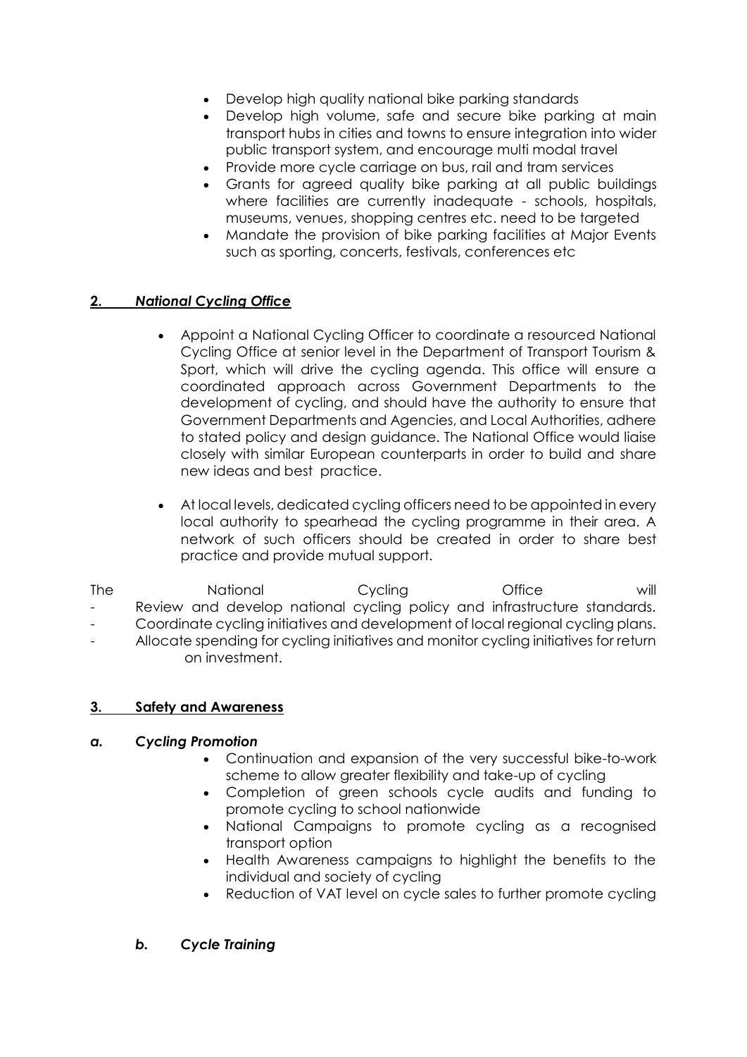- Develop high quality national bike parking standards
- Develop high volume, safe and secure bike parking at main transport hubs in cities and towns to ensure integration into wider public transport system, and encourage multi modal travel
- Provide more cycle carriage on bus, rail and tram services
- Grants for agreed quality bike parking at all public buildings where facilities are currently inadequate - schools, hospitals, museums, venues, shopping centres etc. need to be targeted
- Mandate the provision of bike parking facilities at Major Events such as sporting, concerts, festivals, conferences etc

## 2. *National Cycling Office*

- Appoint a National Cycling Officer to coordinate a resourced National Cycling Office at senior level in the Department of Transport Tourism & Sport, which will drive the cycling agenda. This office will ensure a coordinated approach across Government Departments to the development of cycling, and should have the authority to ensure that Government Departments and Agencies, and Local Authorities, adhere to stated policy and design guidance. The National Office would liaise closely with similar European counterparts in order to build and share new ideas and best practice.

- At local levels, dedicated cycling officers need to be appointed in every local authority to spearhead the cycling programme in their area. A network of such officers should be created in order to share best practice and provide mutual support.

The National Cycling Office will

- Review and develop national cycling policy and infrastructure standards.
- Coordinate cycling initiatives and development of local regional cycling plans.
- Allocate spending for cycling initiatives and monitor cycling initiatives for return on investment.

## 3. Safety and Awareness

### *a. Cycling Promotion*

- Continuation and expansion of the very successful bike-to-work scheme to allow greater flexibility and take-up of cycling
- Completion of green schools cycle audits and funding to promote cycling to school nationwide
- National Campaigns to promote cycling as a recognised transport option
- Health Awareness campaigns to highlight the benefits to the individual and society of cycling
- Reduction of VAT level on cycle sales to further promote cycling

### *b. Cycle Training*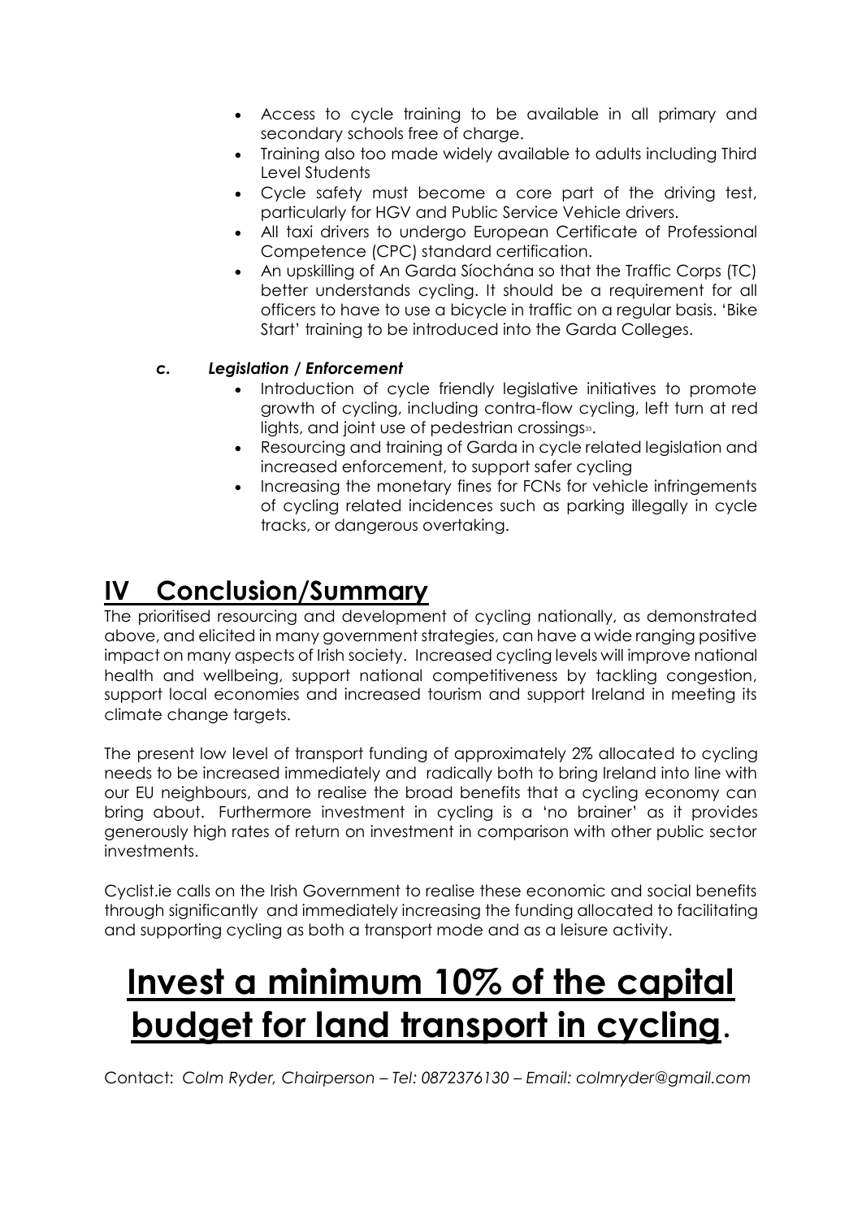- Access to cycle training to be available in all primary and secondary schools free of charge.
- Training also too made widely available to adults including Third Level Students
- Cycle safety must become a core part of the driving test, particularly for HGV and Public Service Vehicle drivers.
- All taxi drivers to undergo European Certificate of Professional Competence (CPC) standard certification.
- An upskilling of An Garda Síochána so that the Traffic Corps (TC) better understands cycling. It should be a requirement for all officers to have to use a bicycle in traffic on a regular basis. 'Bike Start' training to be introduced into the Garda Colleges.

### *c. Legislation / Enforcement*

- Introduction of cycle friendly legislative initiatives to promote growth of cycling, including contra-flow cycling, left turn at red lights, and joint use of pedestrian crossings[33].
- Resourcing and training of Garda in cycle related legislation and increased enforcement, to support safer cycling
- Increasing the monetary fines for FCNs for vehicle infringements of cycling related incidences such as parking illegally in cycle tracks, or dangerous overtaking.

# IV Conclusion/Summary

The prioritised resourcing and development of cycling nationally, as demonstrated above, and elicited in many government strategies, can have a wide ranging positive impact on many aspects of Irish society. Increased cycling levels will improve national health and wellbeing, support national competitiveness by tackling congestion, support local economies and increased tourism and support Ireland in meeting its climate change targets.

The present low level of transport funding of approximately 2% allocated to cycling needs to be increased immediately and radically both to bring Ireland into line with our EU neighbours, and to realise the broad benefits that a cycling economy can bring about. Furthermore investment in cycling is a 'no brainer' as it provides generously high rates of return on investment in comparison with other public sector investments.

Cyclist.ie calls on the Irish Government to realise these economic and social benefits through significantly and immediately increasing the funding allocated to facilitating and supporting cycling as both a transport mode and as a leisure activity.

# Invest a minimum 10% of the capital budget for land transport in cycling.

Contact: *Colm Ryder, Chairperson – Tel: 0872376130 – Email: colmryder@gmail.com*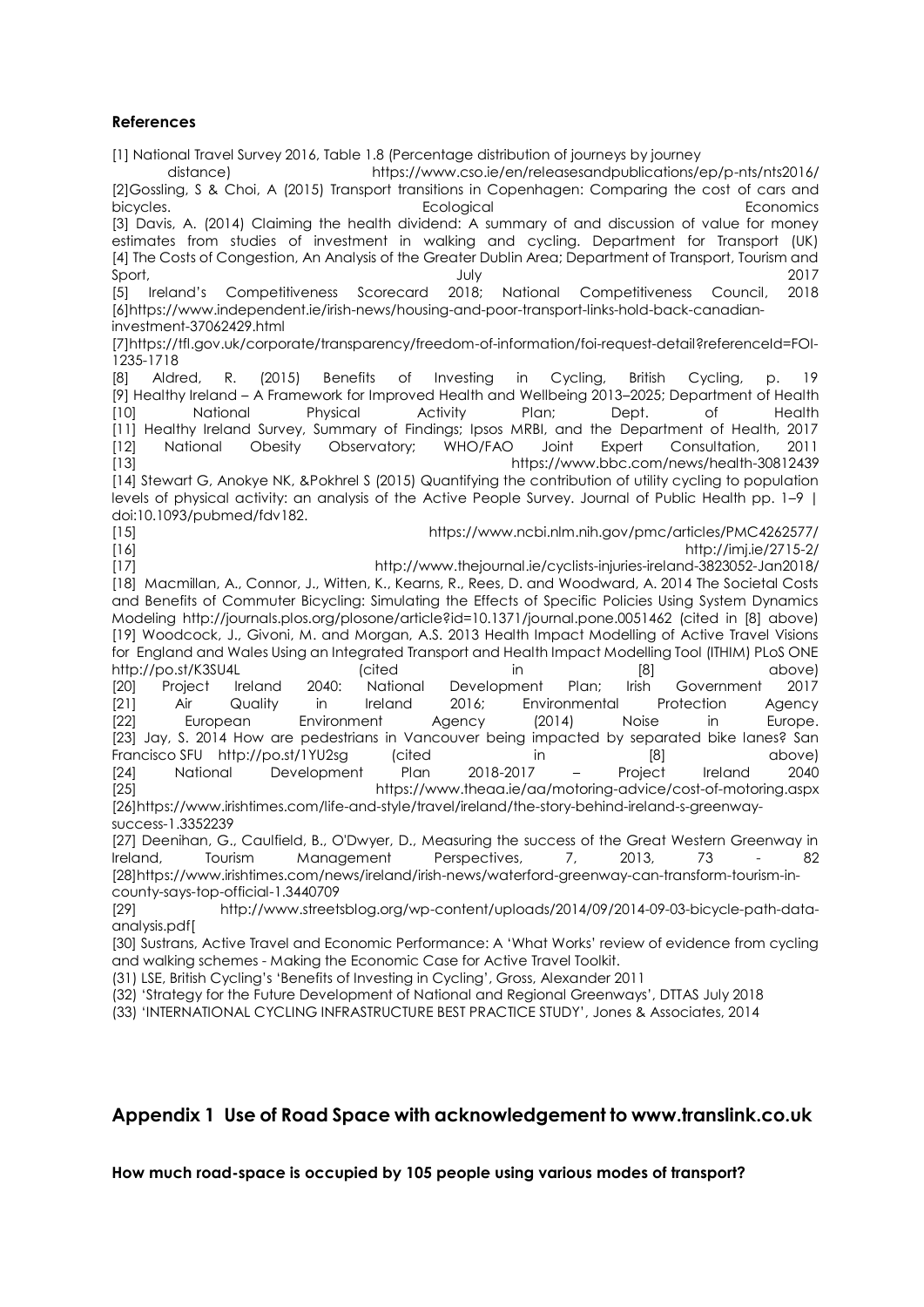## References

[1] National Travel Survey 2016, Table 1.8 (Percentage distribution of journeys by journey distance) https://www.cso.ie/en/releasesandpublications/ep/p-nts/nts2016/

[2]Gossling, S & Choi, A (2015) Transport transitions in Copenhagen: Comparing the cost of cars and bicycles. Ecological Economics

[3] Davis, A. (2014) Claiming the health dividend: A summary of and discussion of value for money estimates from studies of investment in walking and cycling. Department for Transport (UK)

[4] The Costs of Congestion, An Analysis of the Greater Dublin Area; Department of Transport, Tourism and Sport, July 2017

[5] Ireland's Competitiveness Scorecard 2018; National Competitiveness Council, 2018

[6]https://www.independent.ie/irish-news/housing-and-poor-transport-links-hold-back-canadian-investment-37062429.html

[7]https://tfl.gov.uk/corporate/transparency/freedom-of-information/foi-request-detail?referenceId=FOI-1235-1718

[8] Aldred, R. (2015) Benefits of Investing in Cycling, British Cycling, p. 19

[9] Healthy Ireland – A Framework for Improved Health and Wellbeing 2013–2025; Department of Health

[10] National Physical Activity Plan; Dept. of Health

[11] Healthy Ireland Survey, Summary of Findings; Ipsos MRBI, and the Department of Health, 2017

[12] National Obesity Observatory; WHO/FAO Joint Expert Consultation, 2011

[13] https://www.bbc.com/news/health-30812439

[14] Stewart G, Anokye NK, &Pokhrel S (2015) Quantifying the contribution of utility cycling to population levels of physical activity: an analysis of the Active People Survey. Journal of Public Health pp. 1–9 | doi:10.1093/pubmed/fdv182.

[15] https://www.ncbi.nlm.nih.gov/pmc/articles/PMC4262577/

[16] http://imj.ie/2715-2/

[17] http://www.thejournal.ie/cyclists-injuries-ireland-3823052-Jan2018/

[18] Macmillan, A., Connor, J., Witten, K., Kearns, R., Rees, D. and Woodward, A. 2014 The Societal Costs and Benefits of Commuter Bicycling: Simulating the Effects of Specific Policies Using System Dynamics Modeling http://journals.plos.org/plosone/article?id=10.1371/journal.pone.0051462 (cited in [8] above)

[19] Woodcock, J., Givoni, M. and Morgan, A.S. 2013 Health Impact Modelling of Active Travel Visions for England and Wales Using an Integrated Transport and Health Impact Modelling Tool (ITHIM) PLoS ONE http://po.st/K3SU4L (cited in [8] above)

[20] Project Ireland 2040: National Development Plan; Irish Government 2017

[21] Air Quality in Ireland 2016; Environmental Protection Agency

[22] European Environment Agency (2014) Noise in Europe.

[23] Jay, S. 2014 How are pedestrians in Vancouver being impacted by separated bike lanes? San Francisco SFU http://po.st/1YU2sg (cited in [8] above)

[24] National Development Plan 2018-2017 – Project Ireland 2040

[25] https://www.theaa.ie/aa/motoring-advice/cost-of-motoring.aspx

[26]https://www.irishtimes.com/life-and-style/travel/ireland/the-story-behind-ireland-s-greenway-success-1.3352239

[27] Deenihan, G., Caulfield, B., O'Dwyer, D., Measuring the success of the Great Western Greenway in Ireland, Tourism Management Perspectives, 7, 2013, 73 - 82

[28]https://www.irishtimes.com/news/ireland/irish-news/waterford-greenway-can-transform-tourism-in-county-says-top-official-1.3440709

[29] http://www.streetsblog.org/wp-content/uploads/2014/09/2014-09-03-bicycle-path-data-analysis.pdf[

[30] Sustrans, Active Travel and Economic Performance: A 'What Works' review of evidence from cycling and walking schemes - Making the Economic Case for Active Travel Toolkit.

(31) LSE, British Cycling's 'Benefits of Investing in Cycling', Gross, Alexander 2011

(32) 'Strategy for the Future Development of National and Regional Greenways', DTTAS July 2018

(33) 'INTERNATIONAL CYCLING INFRASTRUCTURE BEST PRACTICE STUDY', Jones & Associates, 2014

## Appendix 1 Use of Road Space with acknowledgement to www.translink.co.uk

**How much road-space is occupied by 105 people using various modes of transport?**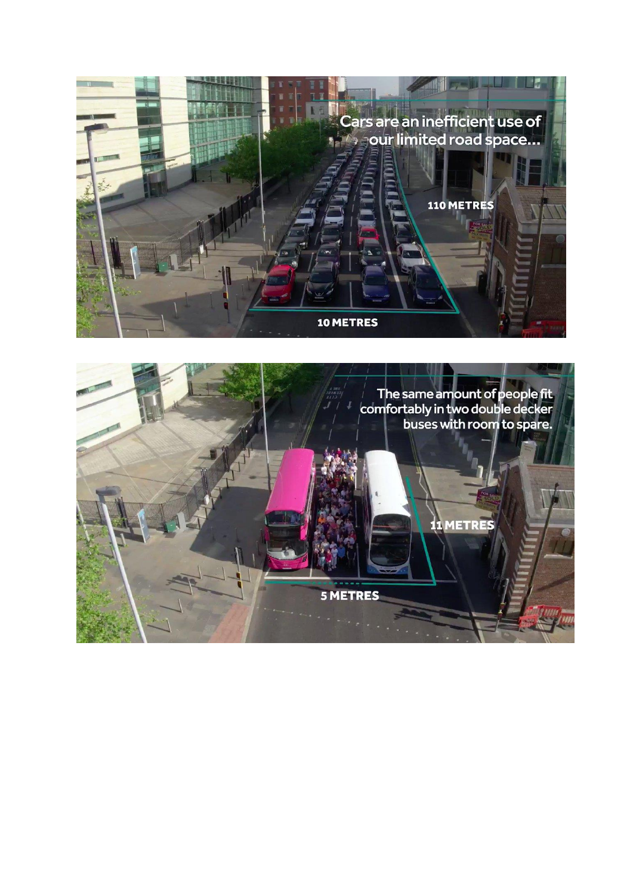Cars are an inefficient use of our limited road space...

110 METRES

10 METRES

The same amount of people fit comfortably in two double decker buses with room to spare.

11 METRES

5 METRES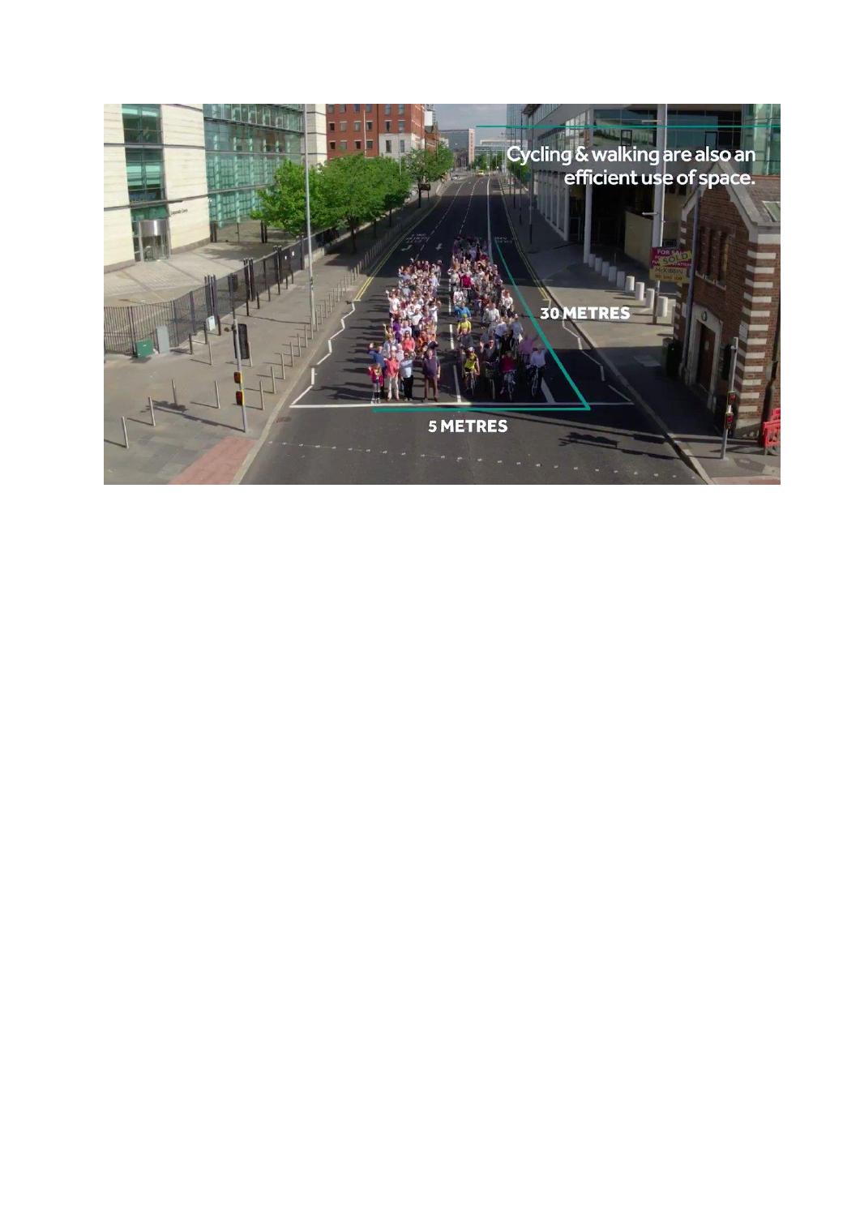Cycling & walking are also an efficient use of space.

30 METRES

5 METRES